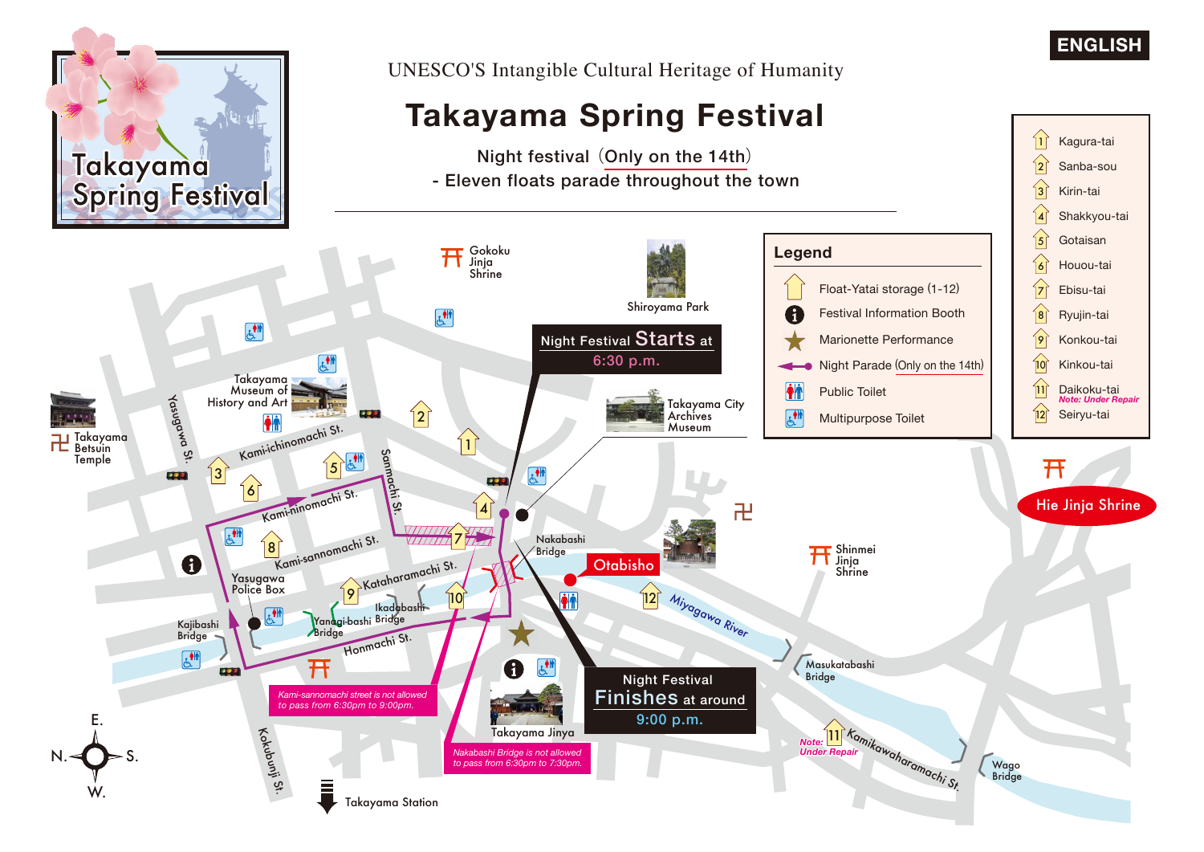ENGLISH

# Takayama Spring Festival

UNESCO'S Intangible Cultural Heritage of Humanity

## Takayama Spring Festival

Night festival (Only on the 14th)
- Eleven floats parade throughout the town

### Legend

- Float-Yatai storage (1-12)
- Festival Information Booth
- Marionette Performance
- Night Parade (Only on the 14th)
- Public Toilet
- Multipurpose Toilet

### Floats

1. Kagura-tai
2. Sanba-sou
3. Kirin-tai
4. Shakkyou-tai
5. Gotaisan
6. Houou-tai
7. Ebisu-tai
8. Ryujin-tai
9. Konkou-tai
10. Kinkou-tai
11. Daikoku-tai *Note: Under Repair*
12. Seiryu-tai

Night Festival **Starts** at **6:30 p.m.**

Night Festival **Finishes** at around **9:00 p.m.**

*Kami-sannomachi street is not allowed to pass from 6:30pm to 9:00pm.*

*Nakabashi Bridge is not allowed to pass from 6:30pm to 7:30pm.*

Gokoku Jinja Shrine
Shiroyama Park
Takayama Museum of History and Art
Takayama City Archives Museum
Takayama Betsuin Temple
Yasugawa St.
Kami-ichinomachi St.
Kami-ninomachi St.
Kami-sannomachi St.
Sanmachi St.
Kataharamachi St.
Honmachi St.
Kokubunji St.
Yasugawa Police Box
Kajibashi Bridge
Yanagi-bashi Bridge
Ikadabashi Bridge
Nakabashi Bridge
Otabisho
Miyagawa River
Hie Jinja Shrine
Shinmei Jinja Shrine
Masukatabashi Bridge
Kamikawaharamachi St.
Wago Bridge
Takayama Jinya
Takayama Station

*Note: Under Repair* (11)

E. / N. / S. / W.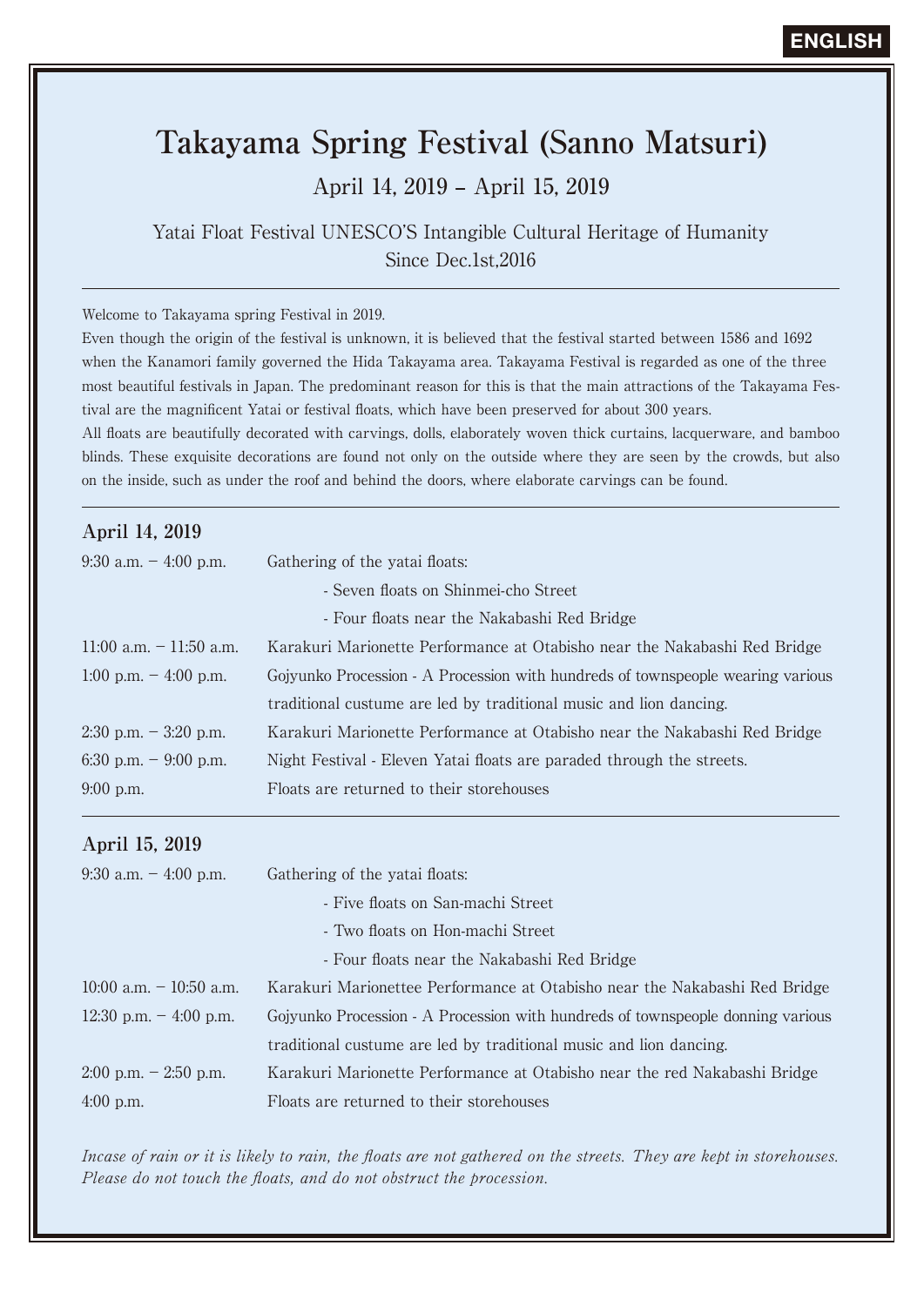ENGLISH

# Takayama Spring Festival (Sanno Matsuri)

April 14, 2019 – April 15, 2019

Yatai Float Festival UNESCO'S Intangible Cultural Heritage of Humanity
Since Dec.1st,2016

Welcome to Takayama spring Festival in 2019.
Even though the origin of the festival is unknown, it is believed that the festival started between 1586 and 1692 when the Kanamori family governed the Hida Takayama area. Takayama Festival is regarded as one of the three most beautiful festivals in Japan. The predominant reason for this is that the main attractions of the Takayama Festival are the magnificent Yatai or festival floats, which have been preserved for about 300 years.
All floats are beautifully decorated with carvings, dolls, elaborately woven thick curtains, lacquerware, and bamboo blinds. These exquisite decorations are found not only on the outside where they are seen by the crowds, but also on the inside, such as under the roof and behind the doors, where elaborate carvings can be found.

## April 14, 2019

| | |
|---|---|
| 9:30 a.m. – 4:00 p.m. | Gathering of the yatai floats:<br>- Seven floats on Shinmei-cho Street<br>- Four floats near the Nakabashi Red Bridge |
| 11:00 a.m. – 11:50 a.m. | Karakuri Marionette Performance at Otabisho near the Nakabashi Red Bridge |
| 1:00 p.m. – 4:00 p.m. | Gojyunko Procession - A Procession with hundreds of townspeople wearing various traditional custume are led by traditional music and lion dancing. |
| 2:30 p.m. – 3:20 p.m. | Karakuri Marionette Performance at Otabisho near the Nakabashi Red Bridge |
| 6:30 p.m. – 9:00 p.m. | Night Festival - Eleven Yatai floats are paraded through the streets. |
| 9:00 p.m. | Floats are returned to their storehouses |

## April 15, 2019

| | |
|---|---|
| 9:30 a.m. – 4:00 p.m. | Gathering of the yatai floats:<br>- Five floats on San-machi Street<br>- Two floats on Hon-machi Street<br>- Four floats near the Nakabashi Red Bridge |
| 10:00 a.m. – 10:50 a.m. | Karakuri Marionettee Performance at Otabisho near the Nakabashi Red Bridge |
| 12:30 p.m. – 4:00 p.m. | Gojyunko Procession - A Procession with hundreds of townspeople donning various traditional custume are led by traditional music and lion dancing. |
| 2:00 p.m. – 2:50 p.m. | Karakuri Marionette Performance at Otabisho near the red Nakabashi Bridge |
| 4:00 p.m. | Floats are returned to their storehouses |

*Incase of rain or it is likely to rain, the floats are not gathered on the streets. They are kept in storehouses. Please do not touch the floats, and do not obstruct the procession.*